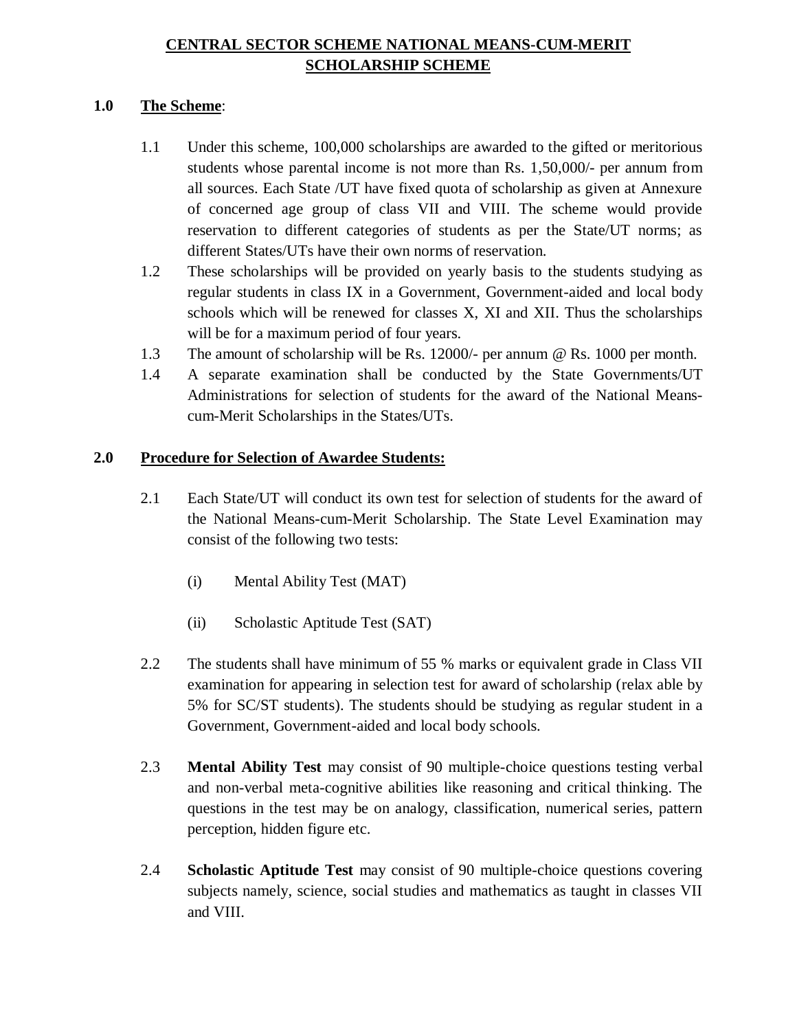# CENTRAL SECTOR SCHEME NATIONAL MEANS-CUM-MERIT SCHOLARSHIP SCHEME

## 1.0 The Scheme:

1.1 Under this scheme, 100,000 scholarships are awarded to the gifted or meritorious students whose parental income is not more than Rs. 1,50,000/- per annum from all sources. Each State /UT have fixed quota of scholarship as given at Annexure of concerned age group of class VII and VIII. The scheme would provide reservation to different categories of students as per the State/UT norms; as different States/UTs have their own norms of reservation.

1.2 These scholarships will be provided on yearly basis to the students studying as regular students in class IX in a Government, Government-aided and local body schools which will be renewed for classes X, XI and XII. Thus the scholarships will be for a maximum period of four years.

1.3 The amount of scholarship will be Rs. 12000/- per annum @ Rs. 1000 per month.

1.4 A separate examination shall be conducted by the State Governments/UT Administrations for selection of students for the award of the National Means-cum-Merit Scholarships in the States/UTs.

## 2.0 Procedure for Selection of Awardee Students:

2.1 Each State/UT will conduct its own test for selection of students for the award of the National Means-cum-Merit Scholarship. The State Level Examination may consist of the following two tests:

(i) Mental Ability Test (MAT)

(ii) Scholastic Aptitude Test (SAT)

2.2 The students shall have minimum of 55 % marks or equivalent grade in Class VII examination for appearing in selection test for award of scholarship (relax able by 5% for SC/ST students). The students should be studying as regular student in a Government, Government-aided and local body schools.

2.3 **Mental Ability Test** may consist of 90 multiple-choice questions testing verbal and non-verbal meta-cognitive abilities like reasoning and critical thinking. The questions in the test may be on analogy, classification, numerical series, pattern perception, hidden figure etc.

2.4 **Scholastic Aptitude Test** may consist of 90 multiple-choice questions covering subjects namely, science, social studies and mathematics as taught in classes VII and VIII.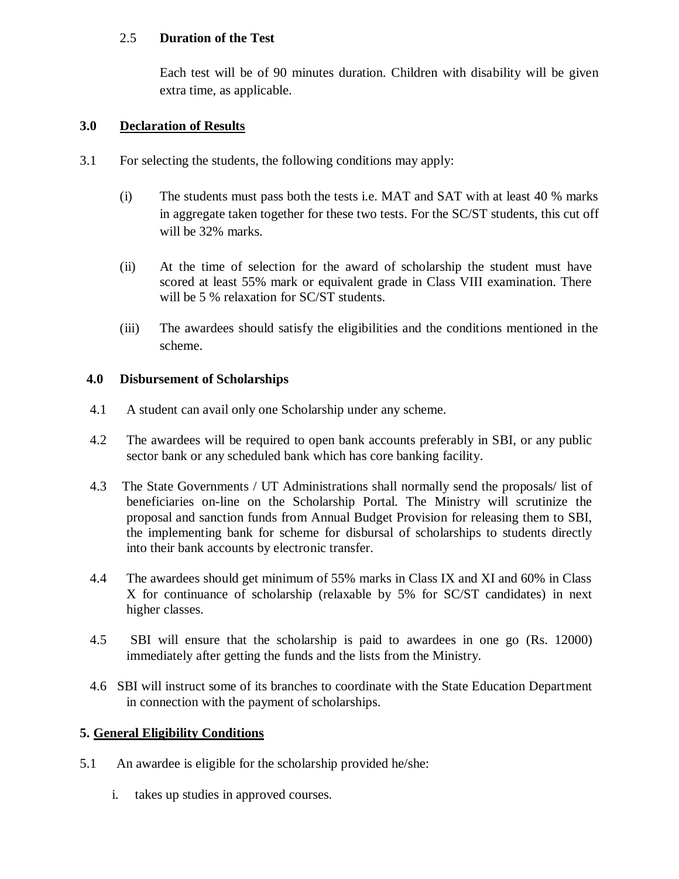### 2.5 Duration of the Test

Each test will be of 90 minutes duration. Children with disability will be given extra time, as applicable.

## 3.0 Declaration of Results

3.1 For selecting the students, the following conditions may apply:

(i) The students must pass both the tests i.e. MAT and SAT with at least 40 % marks in aggregate taken together for these two tests. For the SC/ST students, this cut off will be 32% marks.

(ii) At the time of selection for the award of scholarship the student must have scored at least 55% mark or equivalent grade in Class VIII examination. There will be 5 % relaxation for SC/ST students.

(iii) The awardees should satisfy the eligibilities and the conditions mentioned in the scheme.

## 4.0 Disbursement of Scholarships

4.1 A student can avail only one Scholarship under any scheme.

4.2 The awardees will be required to open bank accounts preferably in SBI, or any public sector bank or any scheduled bank which has core banking facility.

4.3 The State Governments / UT Administrations shall normally send the proposals/ list of beneficiaries on-line on the Scholarship Portal. The Ministry will scrutinize the proposal and sanction funds from Annual Budget Provision for releasing them to SBI, the implementing bank for scheme for disbursal of scholarships to students directly into their bank accounts by electronic transfer.

4.4 The awardees should get minimum of 55% marks in Class IX and XI and 60% in Class X for continuance of scholarship (relaxable by 5% for SC/ST candidates) in next higher classes.

4.5 SBI will ensure that the scholarship is paid to awardees in one go (Rs. 12000) immediately after getting the funds and the lists from the Ministry.

4.6 SBI will instruct some of its branches to coordinate with the State Education Department in connection with the payment of scholarships.

## 5. General Eligibility Conditions

5.1 An awardee is eligible for the scholarship provided he/she:

i. takes up studies in approved courses.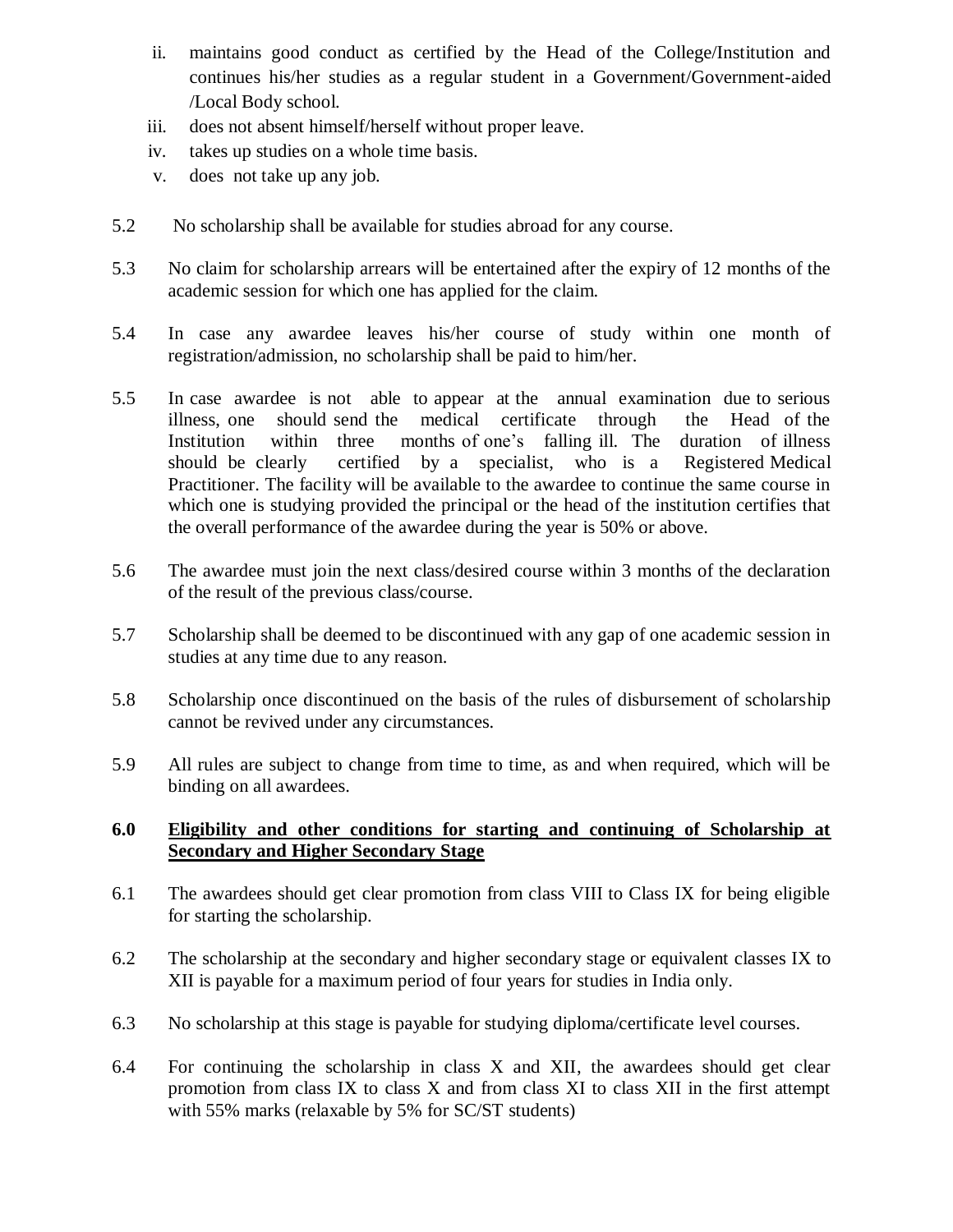ii. maintains good conduct as certified by the Head of the College/Institution and continues his/her studies as a regular student in a Government/Government-aided /Local Body school.

iii. does not absent himself/herself without proper leave.

iv. takes up studies on a whole time basis.

v. does not take up any job.

5.2 No scholarship shall be available for studies abroad for any course.

5.3 No claim for scholarship arrears will be entertained after the expiry of 12 months of the academic session for which one has applied for the claim.

5.4 In case any awardee leaves his/her course of study within one month of registration/admission, no scholarship shall be paid to him/her.

5.5 In case awardee is not able to appear at the annual examination due to serious illness, one should send the medical certificate through the Head of the Institution within three months of one's falling ill. The duration of illness should be clearly certified by a specialist, who is a Registered Medical Practitioner. The facility will be available to the awardee to continue the same course in which one is studying provided the principal or the head of the institution certifies that the overall performance of the awardee during the year is 50% or above.

5.6 The awardee must join the next class/desired course within 3 months of the declaration of the result of the previous class/course.

5.7 Scholarship shall be deemed to be discontinued with any gap of one academic session in studies at any time due to any reason.

5.8 Scholarship once discontinued on the basis of the rules of disbursement of scholarship cannot be revived under any circumstances.

5.9 All rules are subject to change from time to time, as and when required, which will be binding on all awardees.

## 6.0 Eligibility and other conditions for starting and continuing of Scholarship at Secondary and Higher Secondary Stage

6.1 The awardees should get clear promotion from class VIII to Class IX for being eligible for starting the scholarship.

6.2 The scholarship at the secondary and higher secondary stage or equivalent classes IX to XII is payable for a maximum period of four years for studies in India only.

6.3 No scholarship at this stage is payable for studying diploma/certificate level courses.

6.4 For continuing the scholarship in class X and XII, the awardees should get clear promotion from class IX to class X and from class XI to class XII in the first attempt with 55% marks (relaxable by 5% for SC/ST students)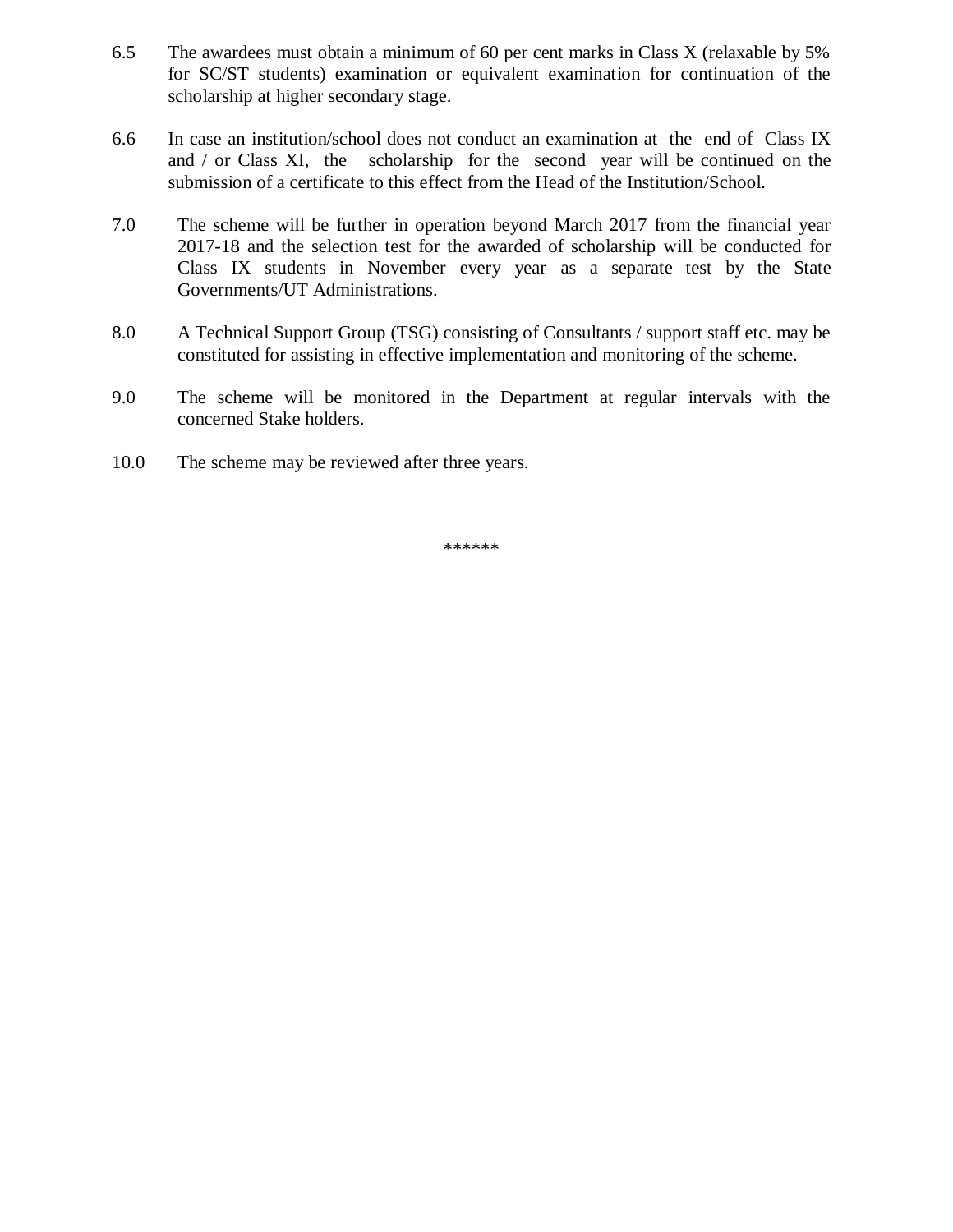6.5 The awardees must obtain a minimum of 60 per cent marks in Class X (relaxable by 5% for SC/ST students) examination or equivalent examination for continuation of the scholarship at higher secondary stage.

6.6 In case an institution/school does not conduct an examination at the end of Class IX and / or Class XI, the scholarship for the second year will be continued on the submission of a certificate to this effect from the Head of the Institution/School.

7.0 The scheme will be further in operation beyond March 2017 from the financial year 2017-18 and the selection test for the awarded of scholarship will be conducted for Class IX students in November every year as a separate test by the State Governments/UT Administrations.

8.0 A Technical Support Group (TSG) consisting of Consultants / support staff etc. may be constituted for assisting in effective implementation and monitoring of the scheme.

9.0 The scheme will be monitored in the Department at regular intervals with the concerned Stake holders.

10.0 The scheme may be reviewed after three years.

******